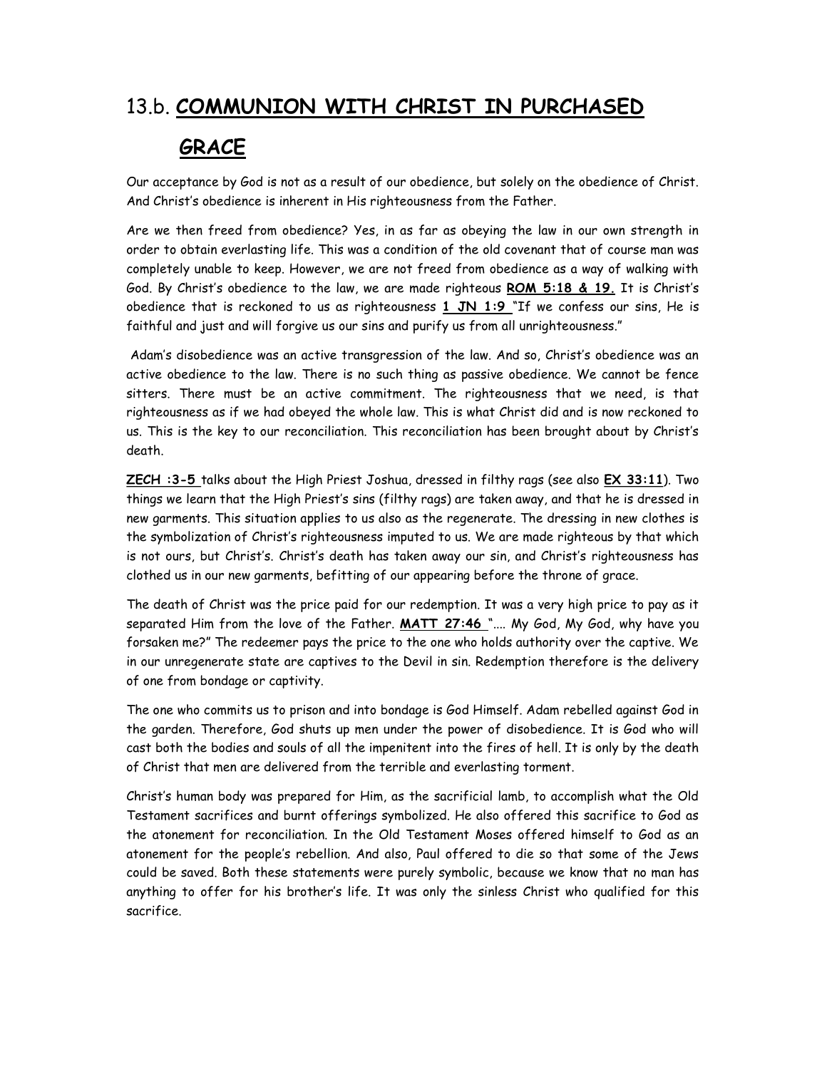# 13.b. COMMUNION WITH CHRIST IN PURCHASED GRACE

Our acceptance by God is not as a result of our obedience, but solely on the obedience of Christ. And Christ's obedience is inherent in His righteousness from the Father.

Are we then freed from obedience? Yes, in as far as obeying the law in our own strength in order to obtain everlasting life. This was a condition of the old covenant that of course man was completely unable to keep. However, we are not freed from obedience as a way of walking with God. By Christ's obedience to the law, we are made righteous **ROM 5:18 & 19.** It is Christ's obedience that is reckoned to us as righteousness **1 JN 1:9** "If we confess our sins, He is faithful and just and will forgive us our sins and purify us from all unrighteousness."

Adam's disobedience was an active transgression of the law. And so, Christ's obedience was an active obedience to the law. There is no such thing as passive obedience. We cannot be fence sitters. There must be an active commitment. The righteousness that we need, is that righteousness as if we had obeyed the whole law. This is what Christ did and is now reckoned to us. This is the key to our reconciliation. This reconciliation has been brought about by Christ's death.

**ZECH :3-5** talks about the High Priest Joshua, dressed in filthy rags (see also **EX 33:11**). Two things we learn that the High Priest's sins (filthy rags) are taken away, and that he is dressed in new garments. This situation applies to us also as the regenerate. The dressing in new clothes is the symbolization of Christ's righteousness imputed to us. We are made righteous by that which is not ours, but Christ's. Christ's death has taken away our sin, and Christ's righteousness has clothed us in our new garments, befitting of our appearing before the throne of grace.

The death of Christ was the price paid for our redemption. It was a very high price to pay as it separated Him from the love of the Father. **MATT 27:46** ".... My God, My God, why have you forsaken me?" The redeemer pays the price to the one who holds authority over the captive. We in our unregenerate state are captives to the Devil in sin. Redemption therefore is the delivery of one from bondage or captivity.

The one who commits us to prison and into bondage is God Himself. Adam rebelled against God in the garden. Therefore, God shuts up men under the power of disobedience. It is God who will cast both the bodies and souls of all the impenitent into the fires of hell. It is only by the death of Christ that men are delivered from the terrible and everlasting torment.

Christ's human body was prepared for Him, as the sacrificial lamb, to accomplish what the Old Testament sacrifices and burnt offerings symbolized. He also offered this sacrifice to God as the atonement for reconciliation. In the Old Testament Moses offered himself to God as an atonement for the people's rebellion. And also, Paul offered to die so that some of the Jews could be saved. Both these statements were purely symbolic, because we know that no man has anything to offer for his brother's life. It was only the sinless Christ who qualified for this sacrifice.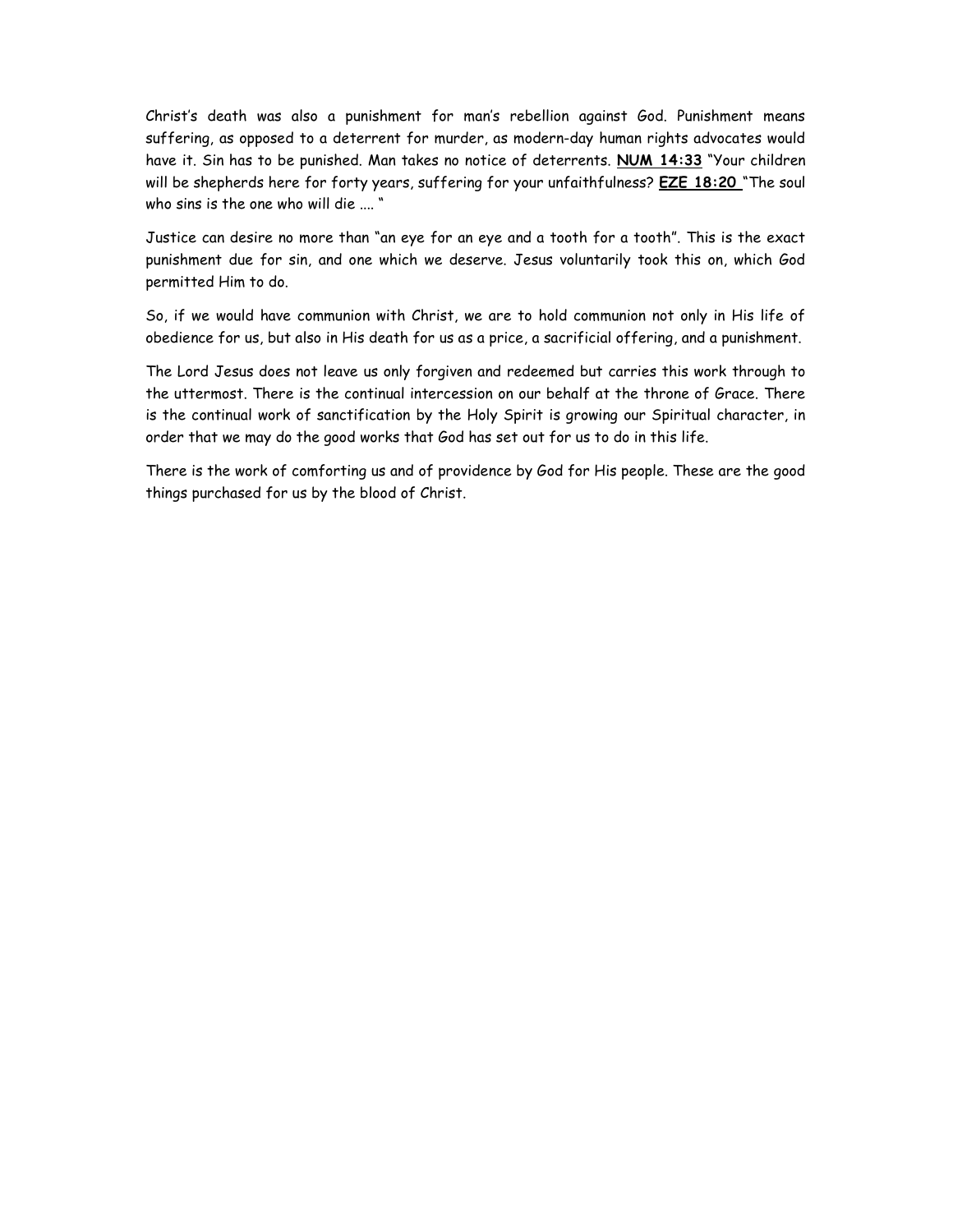Christ's death was also a punishment for man's rebellion against God. Punishment means suffering, as opposed to a deterrent for murder, as modern-day human rights advocates would have it. Sin has to be punished. Man takes no notice of deterrents. **NUM 14:33** "Your children will be shepherds here for forty years, suffering for your unfaithfulness? **EZE 18:20** "The soul who sins is the one who will die .... "

Justice can desire no more than "an eye for an eye and a tooth for a tooth". This is the exact punishment due for sin, and one which we deserve. Jesus voluntarily took this on, which God permitted Him to do.

So, if we would have communion with Christ, we are to hold communion not only in His life of obedience for us, but also in His death for us as a price, a sacrificial offering, and a punishment.

The Lord Jesus does not leave us only forgiven and redeemed but carries this work through to the uttermost. There is the continual intercession on our behalf at the throne of Grace. There is the continual work of sanctification by the Holy Spirit is growing our Spiritual character, in order that we may do the good works that God has set out for us to do in this life.

There is the work of comforting us and of providence by God for His people. These are the good things purchased for us by the blood of Christ.